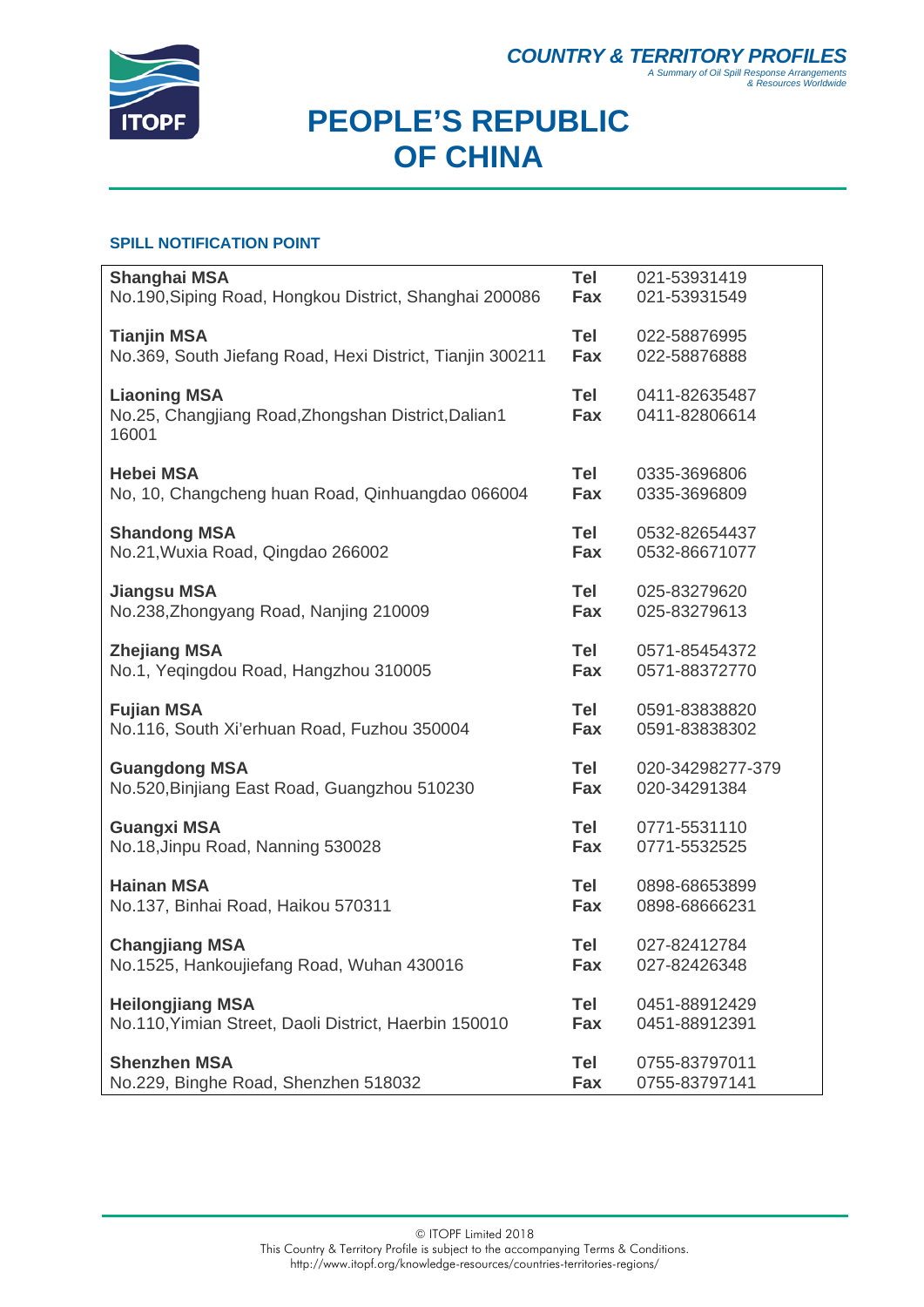# COUNTRY & TERRITORY PROFILES

*A Summary of Oil Spill Response Arrangements & Resources Worldwide*

# PEOPLE'S REPUBLIC OF CHINA

## SPILL NOTIFICATION POINT

| | | |
|---|---|---|
| **Shanghai MSA**<br>No.190,Siping Road, Hongkou District, Shanghai 200086 | **Tel**<br>**Fax** | 021-53931419<br>021-53931549 |
| **Tianjin MSA**<br>No.369, South Jiefang Road, Hexi District, Tianjin 300211 | **Tel**<br>**Fax** | 022-58876995<br>022-58876888 |
| **Liaoning MSA**<br>No.25, Changjiang Road,Zhongshan District,Dalian1 16001 | **Tel**<br>**Fax** | 0411-82635487<br>0411-82806614 |
| **Hebei MSA**<br>No, 10, Changcheng huan Road, Qinhuangdao 066004 | **Tel**<br>**Fax** | 0335-3696806<br>0335-3696809 |
| **Shandong MSA**<br>No.21,Wuxia Road, Qingdao 266002 | **Tel**<br>**Fax** | 0532-82654437<br>0532-86671077 |
| **Jiangsu MSA**<br>No.238,Zhongyang Road, Nanjing 210009 | **Tel**<br>**Fax** | 025-83279620<br>025-83279613 |
| **Zhejiang MSA**<br>No.1, Yeqingdou Road, Hangzhou 310005 | **Tel**<br>**Fax** | 0571-85454372<br>0571-88372770 |
| **Fujian MSA**<br>No.116, South Xi'erhuan Road, Fuzhou 350004 | **Tel**<br>**Fax** | 0591-83838820<br>0591-83838302 |
| **Guangdong MSA**<br>No.520,Binjiang East Road, Guangzhou 510230 | **Tel**<br>**Fax** | 020-34298277-379<br>020-34291384 |
| **Guangxi MSA**<br>No.18,Jinpu Road, Nanning 530028 | **Tel**<br>**Fax** | 0771-5531110<br>0771-5532525 |
| **Hainan MSA**<br>No.137, Binhai Road, Haikou 570311 | **Tel**<br>**Fax** | 0898-68653899<br>0898-68666231 |
| **Changjiang MSA**<br>No.1525, Hankoujiefang Road, Wuhan 430016 | **Tel**<br>**Fax** | 027-82412784<br>027-82426348 |
| **Heilongjiang MSA**<br>No.110,Yimian Street, Daoli District, Haerbin 150010 | **Tel**<br>**Fax** | 0451-88912429<br>0451-88912391 |
| **Shenzhen MSA**<br>No.229, Binghe Road, Shenzhen 518032 | **Tel**<br>**Fax** | 0755-83797011<br>0755-83797141 |

© ITOPF Limited 2018
This Country & Territory Profile is subject to the accompanying Terms & Conditions.
http://www.itopf.org/knowledge-resources/countries-territories-regions/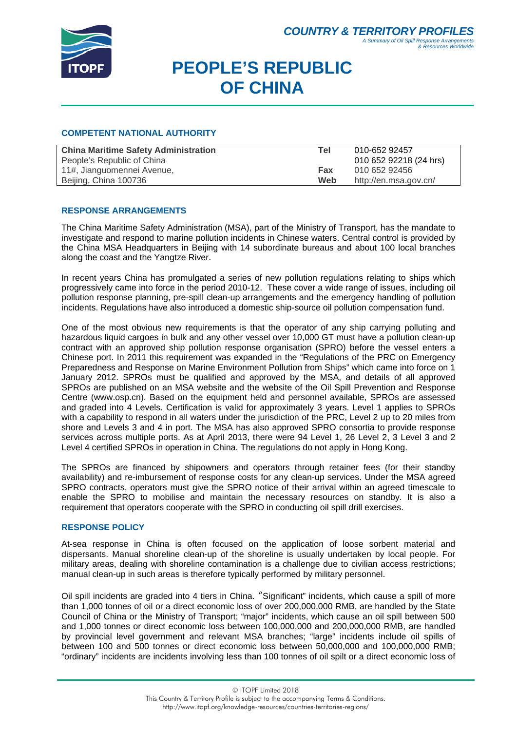# PEOPLE'S REPUBLIC OF CHINA

## COMPETENT NATIONAL AUTHORITY

| China Maritime Safety Administration | Tel | 010-652 92457 |
|---|---|---|
| People's Republic of China | | 010 652 92218 (24 hrs) |
| 11#, Jianguomennei Avenue, | Fax | 010 652 92456 |
| Beijing, China 100736 | Web | http://en.msa.gov.cn/ |

## RESPONSE ARRANGEMENTS

The China Maritime Safety Administration (MSA), part of the Ministry of Transport, has the mandate to investigate and respond to marine pollution incidents in Chinese waters. Central control is provided by the China MSA Headquarters in Beijing with 14 subordinate bureaus and about 100 local branches along the coast and the Yangtze River.

In recent years China has promulgated a series of new pollution regulations relating to ships which progressively came into force in the period 2010-12. These cover a wide range of issues, including oil pollution response planning, pre-spill clean-up arrangements and the emergency handling of pollution incidents. Regulations have also introduced a domestic ship-source oil pollution compensation fund.

One of the most obvious new requirements is that the operator of any ship carrying polluting and hazardous liquid cargoes in bulk and any other vessel over 10,000 GT must have a pollution clean-up contract with an approved ship pollution response organisation (SPRO) before the vessel enters a Chinese port. In 2011 this requirement was expanded in the "Regulations of the PRC on Emergency Preparedness and Response on Marine Environment Pollution from Ships" which came into force on 1 January 2012. SPROs must be qualified and approved by the MSA, and details of all approved SPROs are published on an MSA website and the website of the Oil Spill Prevention and Response Centre (www.osp.cn). Based on the equipment held and personnel available, SPROs are assessed and graded into 4 Levels. Certification is valid for approximately 3 years. Level 1 applies to SPROs with a capability to respond in all waters under the jurisdiction of the PRC, Level 2 up to 20 miles from shore and Levels 3 and 4 in port. The MSA has also approved SPRO consortia to provide response services across multiple ports. As at April 2013, there were 94 Level 1, 26 Level 2, 3 Level 3 and 2 Level 4 certified SPROs in operation in China. The regulations do not apply in Hong Kong.

The SPROs are financed by shipowners and operators through retainer fees (for their standby availability) and re-imbursement of response costs for any clean-up services. Under the MSA agreed SPRO contracts, operators must give the SPRO notice of their arrival within an agreed timescale to enable the SPRO to mobilise and maintain the necessary resources on standby. It is also a requirement that operators cooperate with the SPRO in conducting oil spill drill exercises.

## RESPONSE POLICY

At-sea response in China is often focused on the application of loose sorbent material and dispersants. Manual shoreline clean-up of the shoreline is usually undertaken by local people. For military areas, dealing with shoreline contamination is a challenge due to civilian access restrictions; manual clean-up in such areas is therefore typically performed by military personnel.

Oil spill incidents are graded into 4 tiers in China. "Significant" incidents, which cause a spill of more than 1,000 tonnes of oil or a direct economic loss of over 200,000,000 RMB, are handled by the State Council of China or the Ministry of Transport; "major" incidents, which cause an oil spill between 500 and 1,000 tonnes or direct economic loss between 100,000,000 and 200,000,000 RMB, are handled by provincial level government and relevant MSA branches; "large" incidents include oil spills of between 100 and 500 tonnes or direct economic loss between 50,000,000 and 100,000,000 RMB; "ordinary" incidents are incidents involving less than 100 tonnes of oil spilt or a direct economic loss of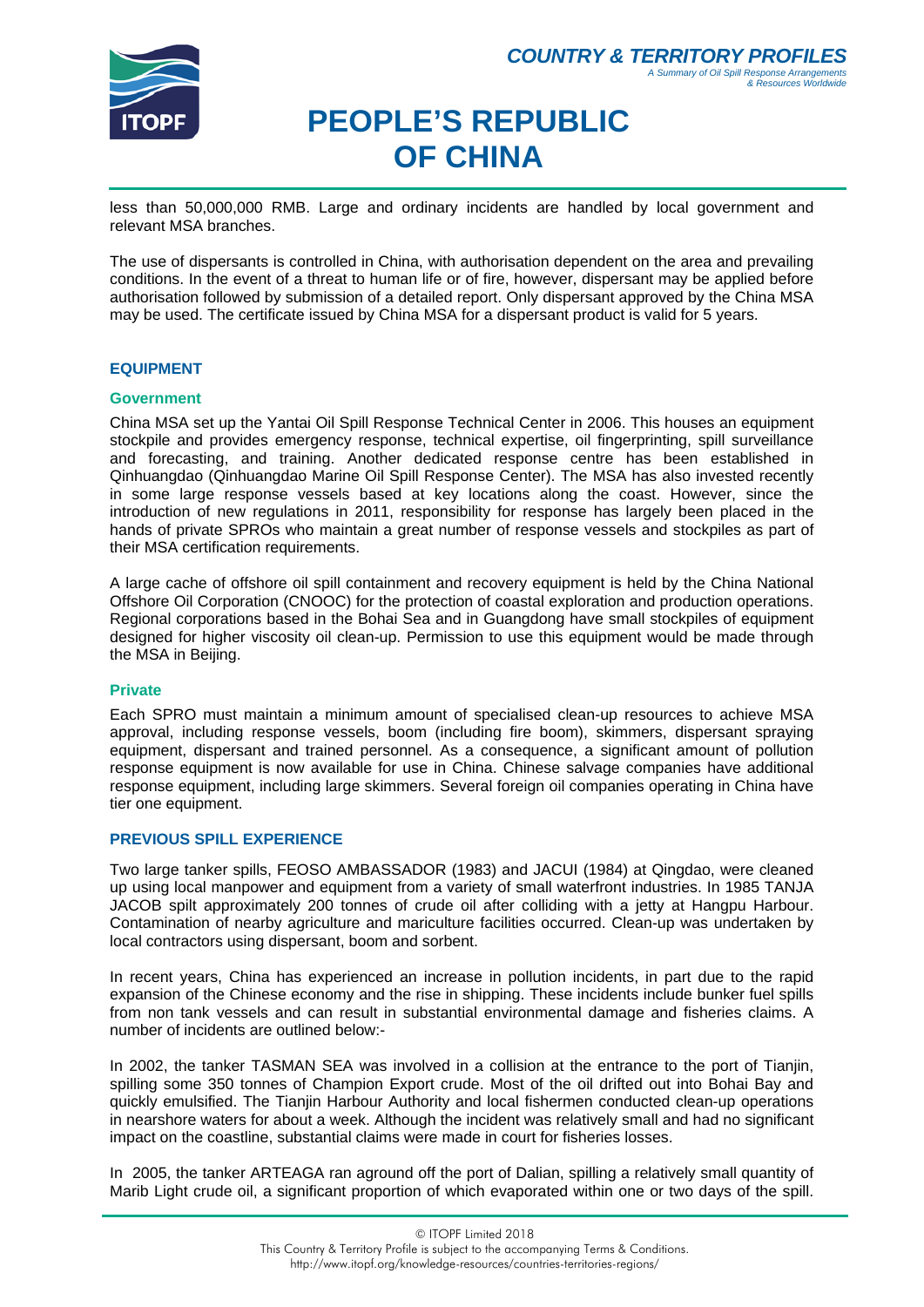less than 50,000,000 RMB. Large and ordinary incidents are handled by local government and relevant MSA branches.

The use of dispersants is controlled in China, with authorisation dependent on the area and prevailing conditions. In the event of a threat to human life or of fire, however, dispersant may be applied before authorisation followed by submission of a detailed report. Only dispersant approved by the China MSA may be used. The certificate issued by China MSA for a dispersant product is valid for 5 years.

## EQUIPMENT

### Government

China MSA set up the Yantai Oil Spill Response Technical Center in 2006. This houses an equipment stockpile and provides emergency response, technical expertise, oil fingerprinting, spill surveillance and forecasting, and training. Another dedicated response centre has been established in Qinhuangdao (Qinhuangdao Marine Oil Spill Response Center). The MSA has also invested recently in some large response vessels based at key locations along the coast. However, since the introduction of new regulations in 2011, responsibility for response has largely been placed in the hands of private SPROs who maintain a great number of response vessels and stockpiles as part of their MSA certification requirements.

A large cache of offshore oil spill containment and recovery equipment is held by the China National Offshore Oil Corporation (CNOOC) for the protection of coastal exploration and production operations. Regional corporations based in the Bohai Sea and in Guangdong have small stockpiles of equipment designed for higher viscosity oil clean-up. Permission to use this equipment would be made through the MSA in Beijing.

### Private

Each SPRO must maintain a minimum amount of specialised clean-up resources to achieve MSA approval, including response vessels, boom (including fire boom), skimmers, dispersant spraying equipment, dispersant and trained personnel. As a consequence, a significant amount of pollution response equipment is now available for use in China. Chinese salvage companies have additional response equipment, including large skimmers. Several foreign oil companies operating in China have tier one equipment.

## PREVIOUS SPILL EXPERIENCE

Two large tanker spills, FEOSO AMBASSADOR (1983) and JACUI (1984) at Qingdao, were cleaned up using local manpower and equipment from a variety of small waterfront industries. In 1985 TANJA JACOB spilt approximately 200 tonnes of crude oil after colliding with a jetty at Hangpu Harbour. Contamination of nearby agriculture and mariculture facilities occurred. Clean-up was undertaken by local contractors using dispersant, boom and sorbent.

In recent years, China has experienced an increase in pollution incidents, in part due to the rapid expansion of the Chinese economy and the rise in shipping. These incidents include bunker fuel spills from non tank vessels and can result in substantial environmental damage and fisheries claims. A number of incidents are outlined below:-

In 2002, the tanker TASMAN SEA was involved in a collision at the entrance to the port of Tianjin, spilling some 350 tonnes of Champion Export crude. Most of the oil drifted out into Bohai Bay and quickly emulsified. The Tianjin Harbour Authority and local fishermen conducted clean-up operations in nearshore waters for about a week. Although the incident was relatively small and had no significant impact on the coastline, substantial claims were made in court for fisheries losses.

In 2005, the tanker ARTEAGA ran aground off the port of Dalian, spilling a relatively small quantity of Marib Light crude oil, a significant proportion of which evaporated within one or two days of the spill.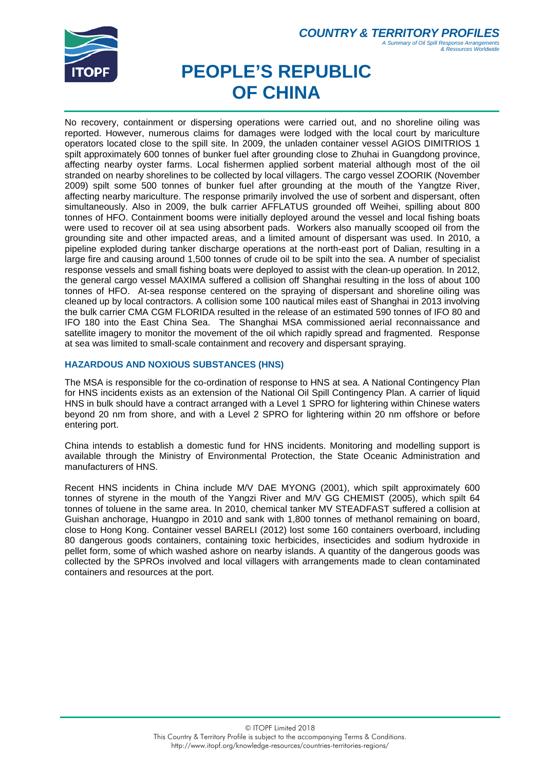No recovery, containment or dispersing operations were carried out, and no shoreline oiling was reported. However, numerous claims for damages were lodged with the local court by mariculture operators located close to the spill site. In 2009, the unladen container vessel AGIOS DIMITRIOS 1 spilt approximately 600 tonnes of bunker fuel after grounding close to Zhuhai in Guangdong province, affecting nearby oyster farms. Local fishermen applied sorbent material although most of the oil stranded on nearby shorelines to be collected by local villagers. The cargo vessel ZOORIK (November 2009) spilt some 500 tonnes of bunker fuel after grounding at the mouth of the Yangtze River, affecting nearby mariculture. The response primarily involved the use of sorbent and dispersant, often simultaneously. Also in 2009, the bulk carrier AFFLATUS grounded off Weihei, spilling about 800 tonnes of HFO. Containment booms were initially deployed around the vessel and local fishing boats were used to recover oil at sea using absorbent pads. Workers also manually scooped oil from the grounding site and other impacted areas, and a limited amount of dispersant was used. In 2010, a pipeline exploded during tanker discharge operations at the north-east port of Dalian, resulting in a large fire and causing around 1,500 tonnes of crude oil to be spilt into the sea. A number of specialist response vessels and small fishing boats were deployed to assist with the clean-up operation. In 2012, the general cargo vessel MAXIMA suffered a collision off Shanghai resulting in the loss of about 100 tonnes of HFO. At-sea response centered on the spraying of dispersant and shoreline oiling was cleaned up by local contractors. A collision some 100 nautical miles east of Shanghai in 2013 involving the bulk carrier CMA CGM FLORIDA resulted in the release of an estimated 590 tonnes of IFO 80 and IFO 180 into the East China Sea. The Shanghai MSA commissioned aerial reconnaissance and satellite imagery to monitor the movement of the oil which rapidly spread and fragmented. Response at sea was limited to small-scale containment and recovery and dispersant spraying.

## HAZARDOUS AND NOXIOUS SUBSTANCES (HNS)

The MSA is responsible for the co-ordination of response to HNS at sea. A National Contingency Plan for HNS incidents exists as an extension of the National Oil Spill Contingency Plan. A carrier of liquid HNS in bulk should have a contract arranged with a Level 1 SPRO for lightering within Chinese waters beyond 20 nm from shore, and with a Level 2 SPRO for lightering within 20 nm offshore or before entering port.

China intends to establish a domestic fund for HNS incidents. Monitoring and modelling support is available through the Ministry of Environmental Protection, the State Oceanic Administration and manufacturers of HNS.

Recent HNS incidents in China include M/V DAE MYONG (2001), which spilt approximately 600 tonnes of styrene in the mouth of the Yangzi River and M/V GG CHEMIST (2005), which spilt 64 tonnes of toluene in the same area. In 2010, chemical tanker MV STEADFAST suffered a collision at Guishan anchorage, Huangpo in 2010 and sank with 1,800 tonnes of methanol remaining on board, close to Hong Kong. Container vessel BARELI (2012) lost some 160 containers overboard, including 80 dangerous goods containers, containing toxic herbicides, insecticides and sodium hydroxide in pellet form, some of which washed ashore on nearby islands. A quantity of the dangerous goods was collected by the SPROs involved and local villagers with arrangements made to clean contaminated containers and resources at the port.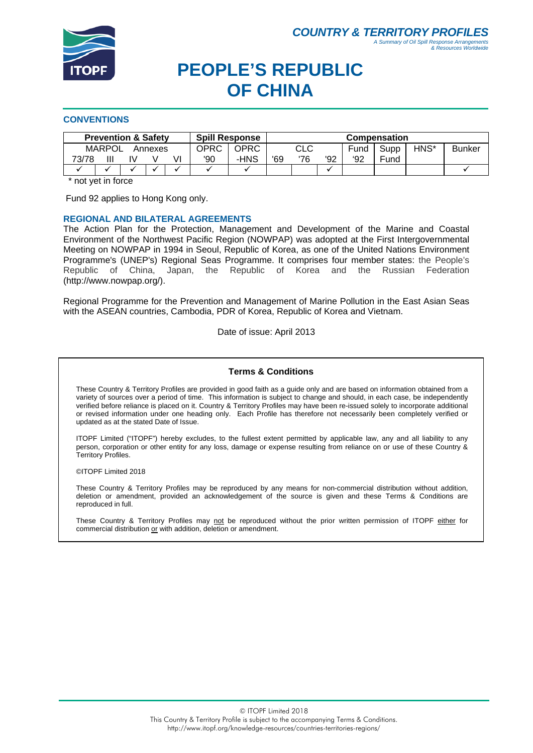# PEOPLE'S REPUBLIC OF CHINA

## CONVENTIONS

| Prevention & Safety | | | | | Spill Response | | Compensation | | | | | | |
|---|---|---|---|---|---|---|---|---|---|---|---|---|---|
| MARPOL | Annexes | | | | OPRC | OPRC | CLC | | | Fund | Supp | HNS* | Bunker |
| 73/78 | III | IV | V | VI | '90 | -HNS | '69 | '76 | '92 | '92 | Fund | | |
| ✓ | ✓ | ✓ | ✓ | ✓ | ✓ | ✓ | | | ✓ | | | | ✓ |

\* not yet in force

Fund 92 applies to Hong Kong only.

## REGIONAL AND BILATERAL AGREEMENTS

The Action Plan for the Protection, Management and Development of the Marine and Coastal Environment of the Northwest Pacific Region (NOWPAP) was adopted at the First Intergovernmental Meeting on NOWPAP in 1994 in Seoul, Republic of Korea, as one of the United Nations Environment Programme's (UNEP's) Regional Seas Programme. It comprises four member states: the People's Republic of China, Japan, the Republic of Korea and the Russian Federation (http://www.nowpap.org/).

Regional Programme for the Prevention and Management of Marine Pollution in the East Asian Seas with the ASEAN countries, Cambodia, PDR of Korea, Republic of Korea and Vietnam.

Date of issue: April 2013

### Terms & Conditions

These Country & Territory Profiles are provided in good faith as a guide only and are based on information obtained from a variety of sources over a period of time. This information is subject to change and should, in each case, be independently verified before reliance is placed on it. Country & Territory Profiles may have been re-issued solely to incorporate additional or revised information under one heading only. Each Profile has therefore not necessarily been completely verified or updated as at the stated Date of Issue.

ITOPF Limited ("ITOPF") hereby excludes, to the fullest extent permitted by applicable law, any and all liability to any person, corporation or other entity for any loss, damage or expense resulting from reliance on or use of these Country & Territory Profiles.

©ITOPF Limited 2018

These Country & Territory Profiles may be reproduced by any means for non-commercial distribution without addition, deletion or amendment, provided an acknowledgement of the source is given and these Terms & Conditions are reproduced in full.

These Country & Territory Profiles may not be reproduced without the prior written permission of ITOPF either for commercial distribution or with addition, deletion or amendment.